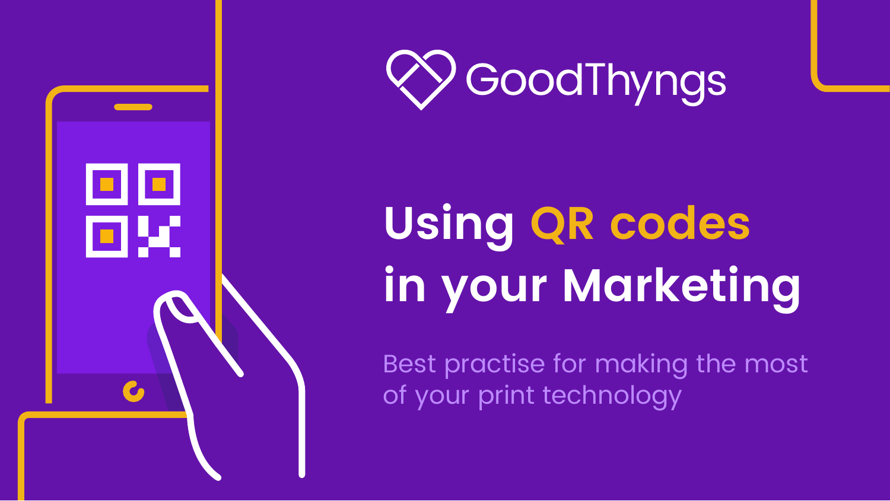GoodThyngs

# Using QR codes in your Marketing

Best practise for making the most of your print technology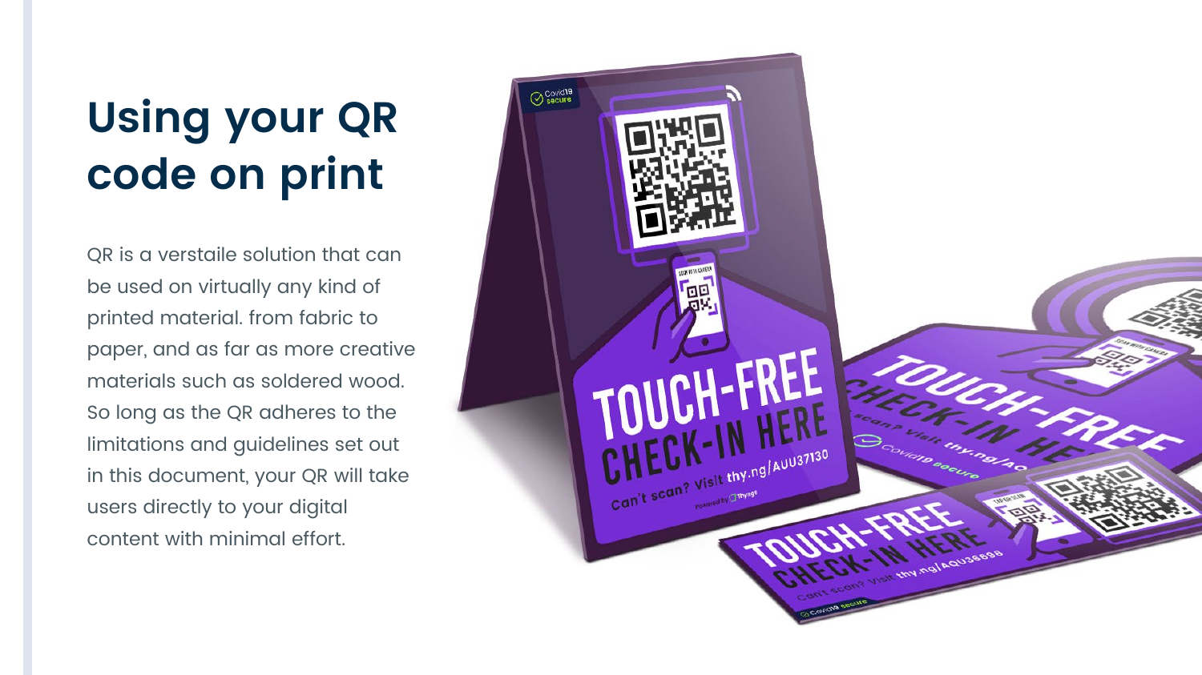# Using your QR code on print

QR is a verstaile solution that can be used on virtually any kind of printed material. from fabric to paper, and as far as more creative materials such as soldered wood. So long as the QR adheres to the limitations and guidelines set out in this document, your QR will take users directly to your digital content with minimal effort.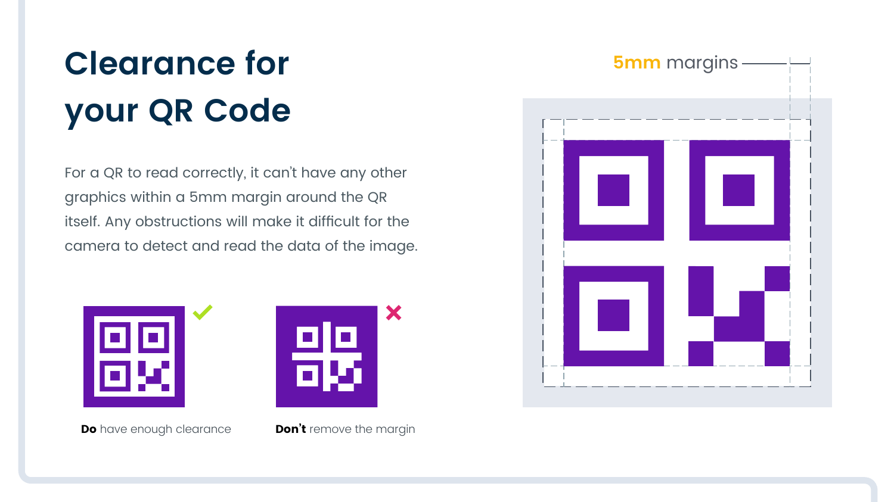# Clearance for your QR Code

For a QR to read correctly, it can't have any other graphics within a 5mm margin around the QR itself. Any obstructions will make it difficult for the camera to detect and read the data of the image.

**Do** have enough clearance

**Don't** remove the margin

5mm margins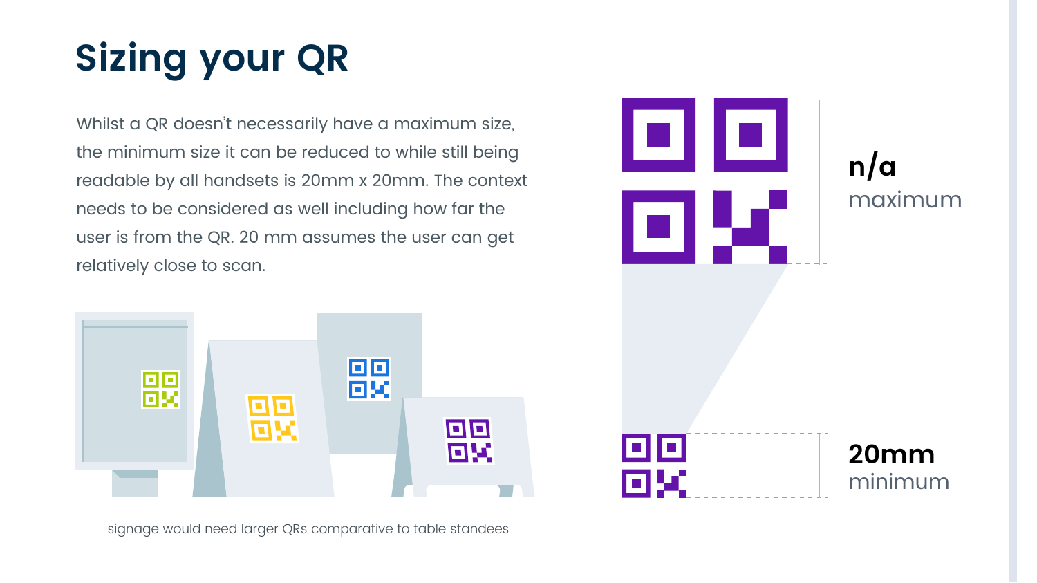# Sizing your QR

Whilst a QR doesn't necessarily have a maximum size, the minimum size it can be reduced to while still being readable by all handsets is 20mm x 20mm. The context needs to be considered as well including how far the user is from the QR. 20 mm assumes the user can get relatively close to scan.

signage would need larger QRs comparative to table standees

**n/a**
maximum

**20mm**
minimum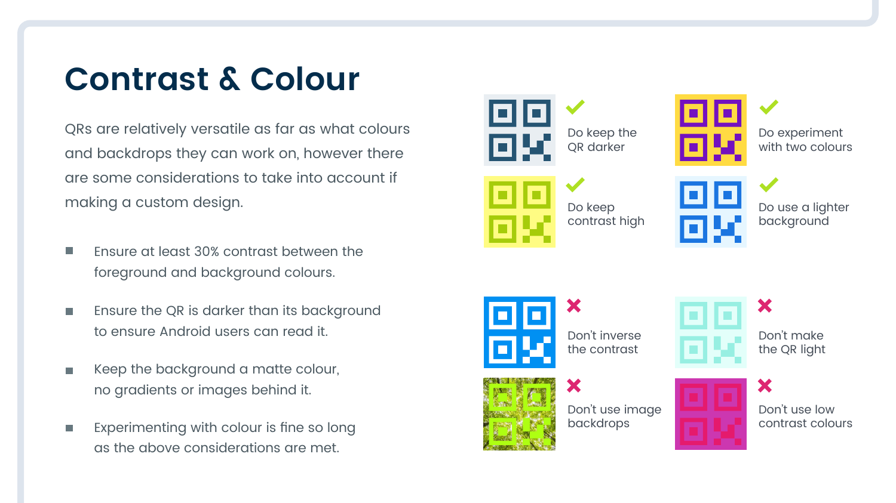# Contrast & Colour

QRs are relatively versatile as far as what colours and backdrops they can work on, however there are some considerations to take into account if making a custom design.

- Ensure at least 30% contrast between the foreground and background colours.
- Ensure the QR is darker than its background to ensure Android users can read it.
- Keep the background a matte colour, no gradients or images behind it.
- Experimenting with colour is fine so long as the above considerations are met.

✓ Do keep the QR darker

✓ Do experiment with two colours

✓ Do keep contrast high

✓ Do use a lighter background

✗ Don't inverse the contrast

✗ Don't make the QR light

✗ Don't use image backdrops

✗ Don't use low contrast colours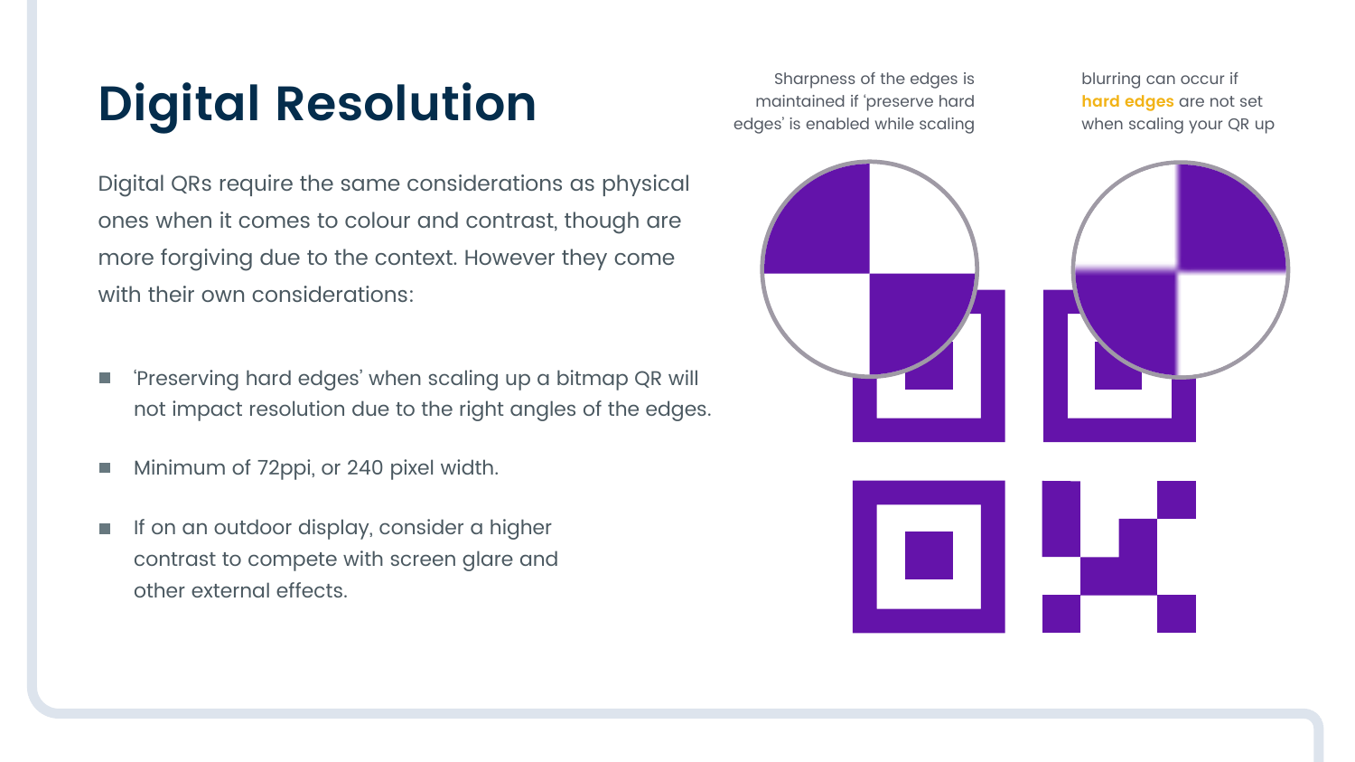# Digital Resolution

Digital QRs require the same considerations as physical ones when it comes to colour and contrast, though are more forgiving due to the context. However they come with their own considerations:

- 'Preserving hard edges' when scaling up a bitmap QR will not impact resolution due to the right angles of the edges.
- Minimum of 72ppi, or 240 pixel width.
- If on an outdoor display, consider a higher contrast to compete with screen glare and other external effects.

Sharpness of the edges is maintained if 'preserve hard edges' is enabled while scaling

blurring can occur if **hard edges** are not set when scaling your QR up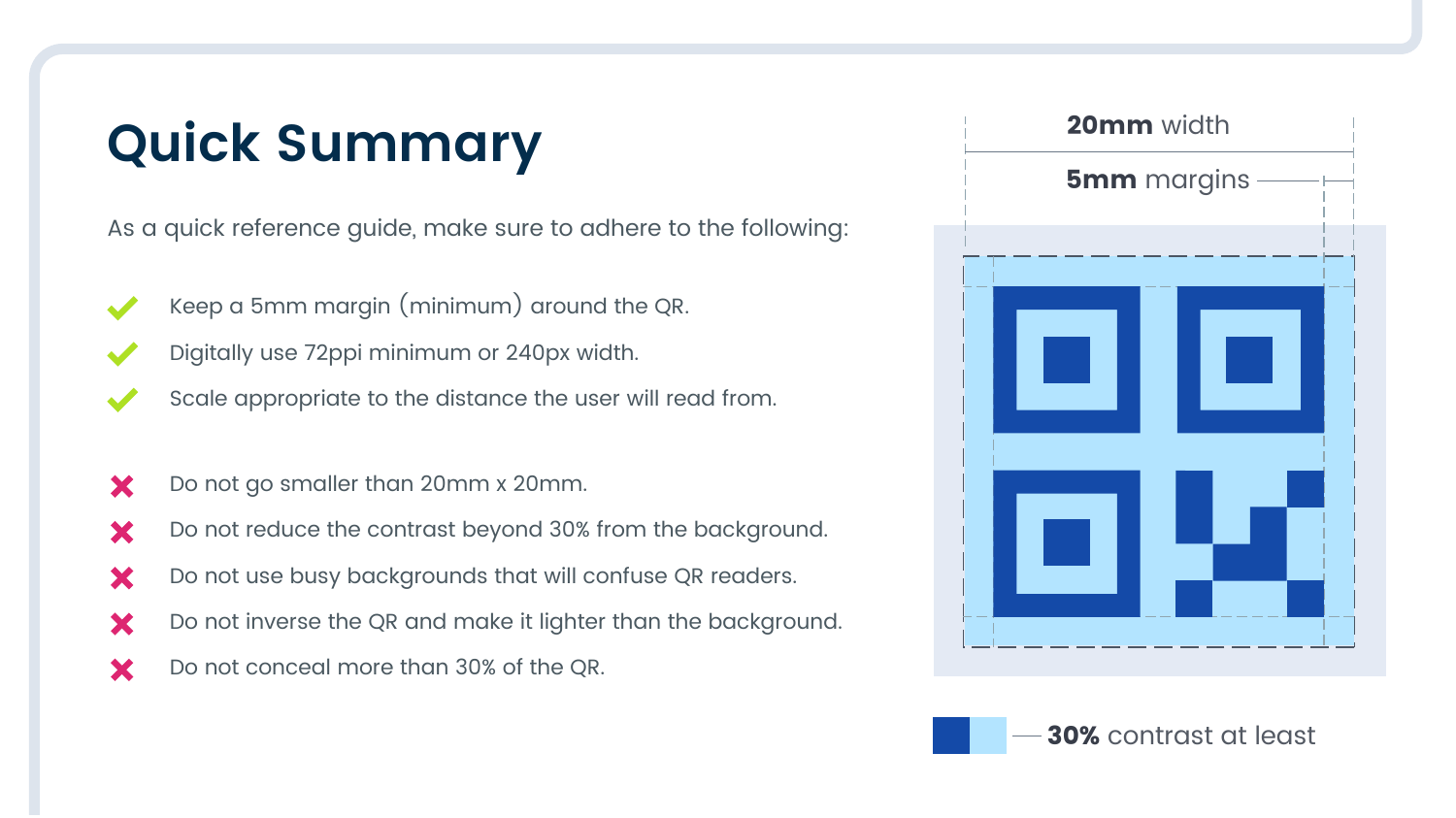# Quick Summary

As a quick reference guide, make sure to adhere to the following:

- ✔ Keep a 5mm margin (minimum) around the QR.
- ✔ Digitally use 72ppi minimum or 240px width.
- ✔ Scale appropriate to the distance the user will read from.

- ✖ Do not go smaller than 20mm x 20mm.
- ✖ Do not reduce the contrast beyond 30% from the background.
- ✖ Do not use busy backgrounds that will confuse QR readers.
- ✖ Do not inverse the QR and make it lighter than the background.
- ✖ Do not conceal more than 30% of the QR.

**20mm** width

**5mm** margins

**30%** contrast at least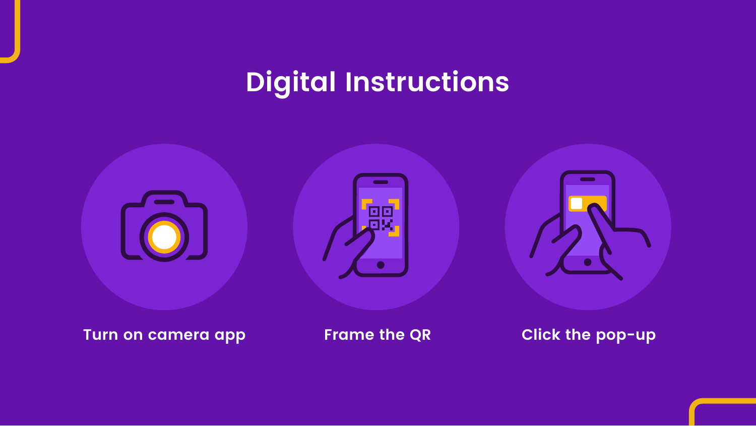# Digital Instructions

Turn on camera app

Frame the QR

Click the pop-up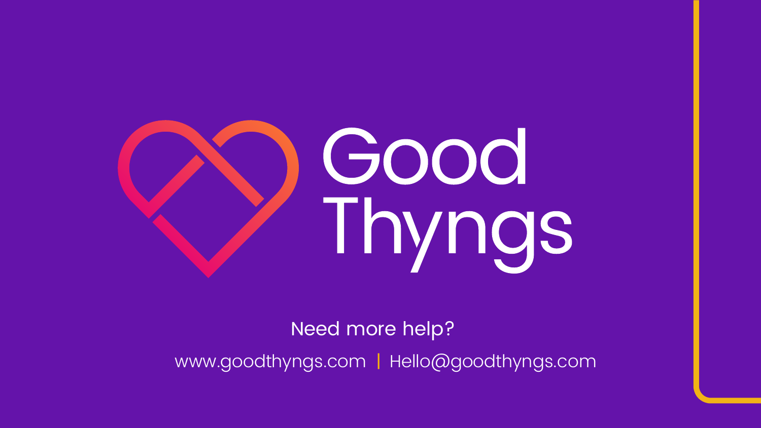# Good Thyngs

Need more help?

www.goodthyngs.com | Hello@goodthyngs.com